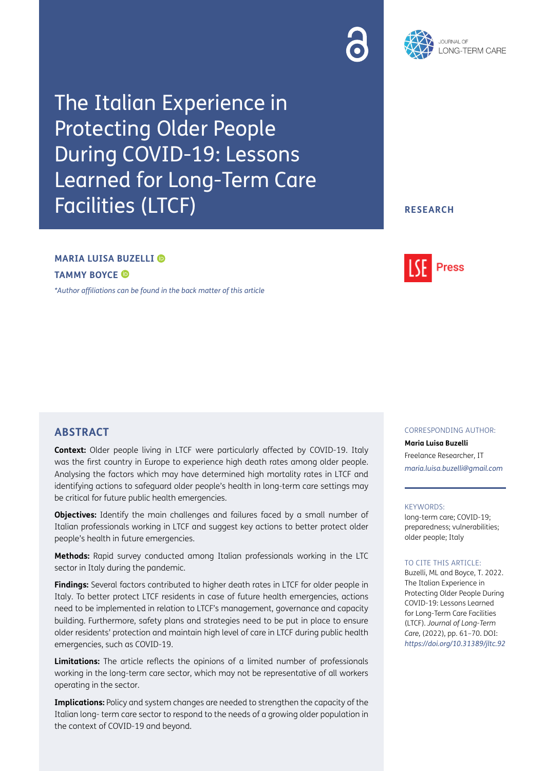# The Italian Experience in Protecting Older People During COVID-19: Lessons Learned for Long-Term Care Facilities (LTCF)

RESEARCH

**MARIA LUISA BUZELLI**

**TAMMY BOYCE**

*\*Author affiliations can be found in the back matter of this article*

## ABSTRACT

**Context:** Older people living in LTCF were particularly affected by COVID-19. Italy was the first country in Europe to experience high death rates among older people. Analysing the factors which may have determined high mortality rates in LTCF and identifying actions to safeguard older people's health in long-term care settings may be critical for future public health emergencies.

**Objectives:** Identify the main challenges and failures faced by a small number of Italian professionals working in LTCF and suggest key actions to better protect older people's health in future emergencies.

**Methods:** Rapid survey conducted among Italian professionals working in the LTC sector in Italy during the pandemic.

**Findings:** Several factors contributed to higher death rates in LTCF for older people in Italy. To better protect LTCF residents in case of future health emergencies, actions need to be implemented in relation to LTCF's management, governance and capacity building. Furthermore, safety plans and strategies need to be put in place to ensure older residents' protection and maintain high level of care in LTCF during public health emergencies, such as COVID-19.

**Limitations:** The article reflects the opinions of a limited number of professionals working in the long-term care sector, which may not be representative of all workers operating in the sector.

**Implications:** Policy and system changes are needed to strengthen the capacity of the Italian long- term care sector to respond to the needs of a growing older population in the context of COVID-19 and beyond.

CORRESPONDING AUTHOR:

**Maria Luisa Buzelli**

Freelance Researcher, IT

*maria.luisa.buzelli@gmail.com*

KEYWORDS:

long-term care; COVID-19; preparedness; vulnerabilities; older people; Italy

TO CITE THIS ARTICLE:

Buzelli, ML and Boyce, T. 2022. The Italian Experience in Protecting Older People During COVID-19: Lessons Learned for Long-Term Care Facilities (LTCF). *Journal of Long-Term Care*, (2022), pp. 61–70. DOI: *https://doi.org/10.31389/jltc.92*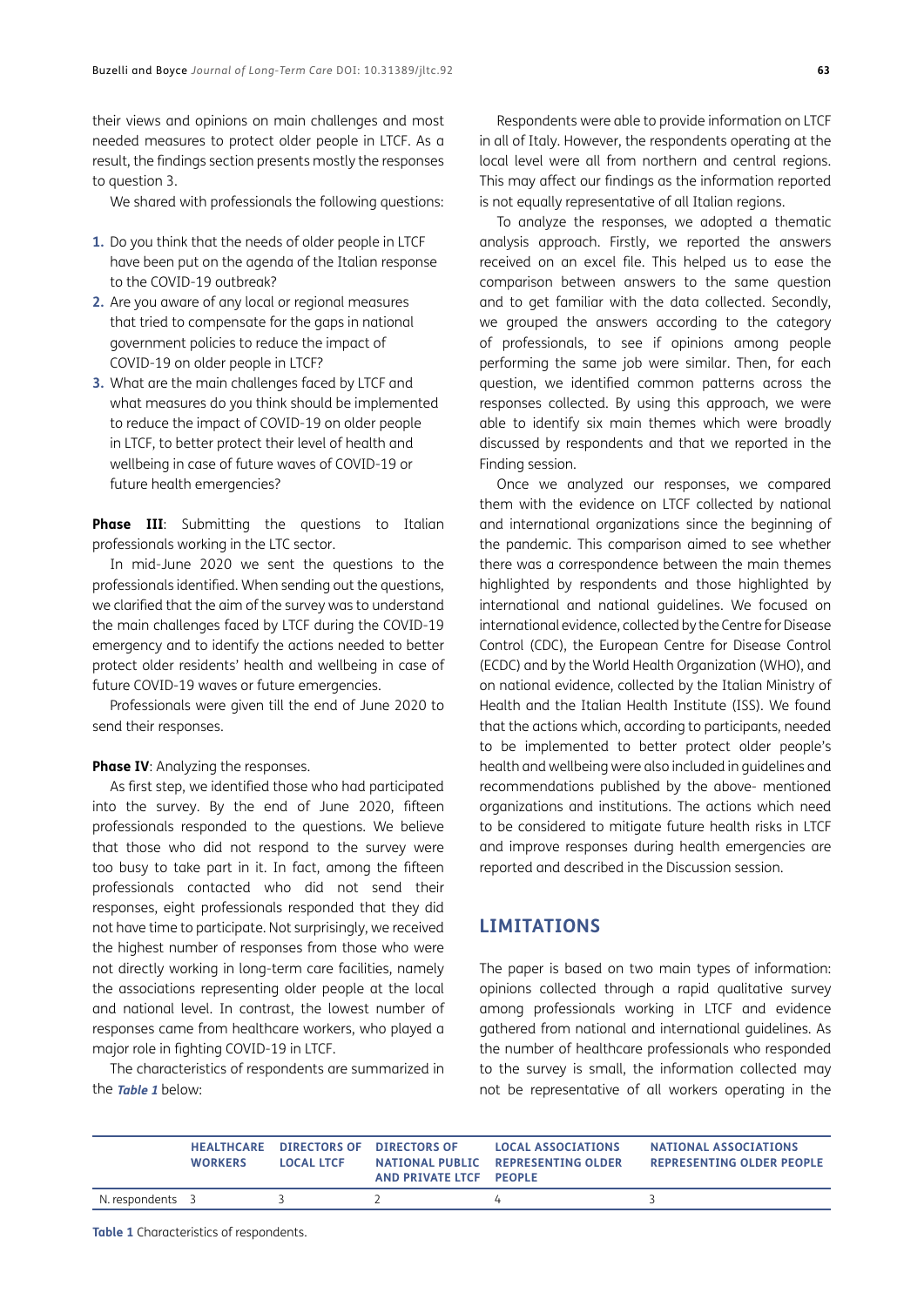their views and opinions on main challenges and most needed measures to protect older people in LTCF. As a result, the findings section presents mostly the responses to question 3.

We shared with professionals the following questions:

1. Do you think that the needs of older people in LTCF have been put on the agenda of the Italian response to the COVID-19 outbreak?
2. Are you aware of any local or regional measures that tried to compensate for the gaps in national government policies to reduce the impact of COVID-19 on older people in LTCF?
3. What are the main challenges faced by LTCF and what measures do you think should be implemented to reduce the impact of COVID-19 on older people in LTCF, to better protect their level of health and wellbeing in case of future waves of COVID-19 or future health emergencies?

**Phase III**: Submitting the questions to Italian professionals working in the LTC sector.

In mid-June 2020 we sent the questions to the professionals identified. When sending out the questions, we clarified that the aim of the survey was to understand the main challenges faced by LTCF during the COVID-19 emergency and to identify the actions needed to better protect older residents' health and wellbeing in case of future COVID-19 waves or future emergencies.

Professionals were given till the end of June 2020 to send their responses.

**Phase IV**: Analyzing the responses.

As first step, we identified those who had participated into the survey. By the end of June 2020, fifteen professionals responded to the questions. We believe that those who did not respond to the survey were too busy to take part in it. In fact, among the fifteen professionals contacted who did not send their responses, eight professionals responded that they did not have time to participate. Not surprisingly, we received the highest number of responses from those who were not directly working in long-term care facilities, namely the associations representing older people at the local and national level. In contrast, the lowest number of responses came from healthcare workers, who played a major role in fighting COVID-19 in LTCF.

The characteristics of respondents are summarized in the ***Table 1*** below:

Respondents were able to provide information on LTCF in all of Italy. However, the respondents operating at the local level were all from northern and central regions. This may affect our findings as the information reported is not equally representative of all Italian regions.

To analyze the responses, we adopted a thematic analysis approach. Firstly, we reported the answers received on an excel file. This helped us to ease the comparison between answers to the same question and to get familiar with the data collected. Secondly, we grouped the answers according to the category of professionals, to see if opinions among people performing the same job were similar. Then, for each question, we identified common patterns across the responses collected. By using this approach, we were able to identify six main themes which were broadly discussed by respondents and that we reported in the Finding session.

Once we analyzed our responses, we compared them with the evidence on LTCF collected by national and international organizations since the beginning of the pandemic. This comparison aimed to see whether there was a correspondence between the main themes highlighted by respondents and those highlighted by international and national guidelines. We focused on international evidence, collected by the Centre for Disease Control (CDC), the European Centre for Disease Control (ECDC) and by the World Health Organization (WHO), and on national evidence, collected by the Italian Ministry of Health and the Italian Health Institute (ISS). We found that the actions which, according to participants, needed to be implemented to better protect older people's health and wellbeing were also included in guidelines and recommendations published by the above- mentioned organizations and institutions. The actions which need to be considered to mitigate future health risks in LTCF and improve responses during health emergencies are reported and described in the Discussion session.

## LIMITATIONS

The paper is based on two main types of information: opinions collected through a rapid qualitative survey among professionals working in LTCF and evidence gathered from national and international guidelines. As the number of healthcare professionals who responded to the survey is small, the information collected may not be representative of all workers operating in the

| | HEALTHCARE WORKERS | DIRECTORS OF LOCAL LTCF | DIRECTORS OF NATIONAL PUBLIC AND PRIVATE LTCF | LOCAL ASSOCIATIONS REPRESENTING OLDER PEOPLE | NATIONAL ASSOCIATIONS REPRESENTING OLDER PEOPLE |
|---|---|---|---|---|---|
| N. respondents | 3 | 3 | 2 | 4 | 3 |

**Table 1** Characteristics of respondents.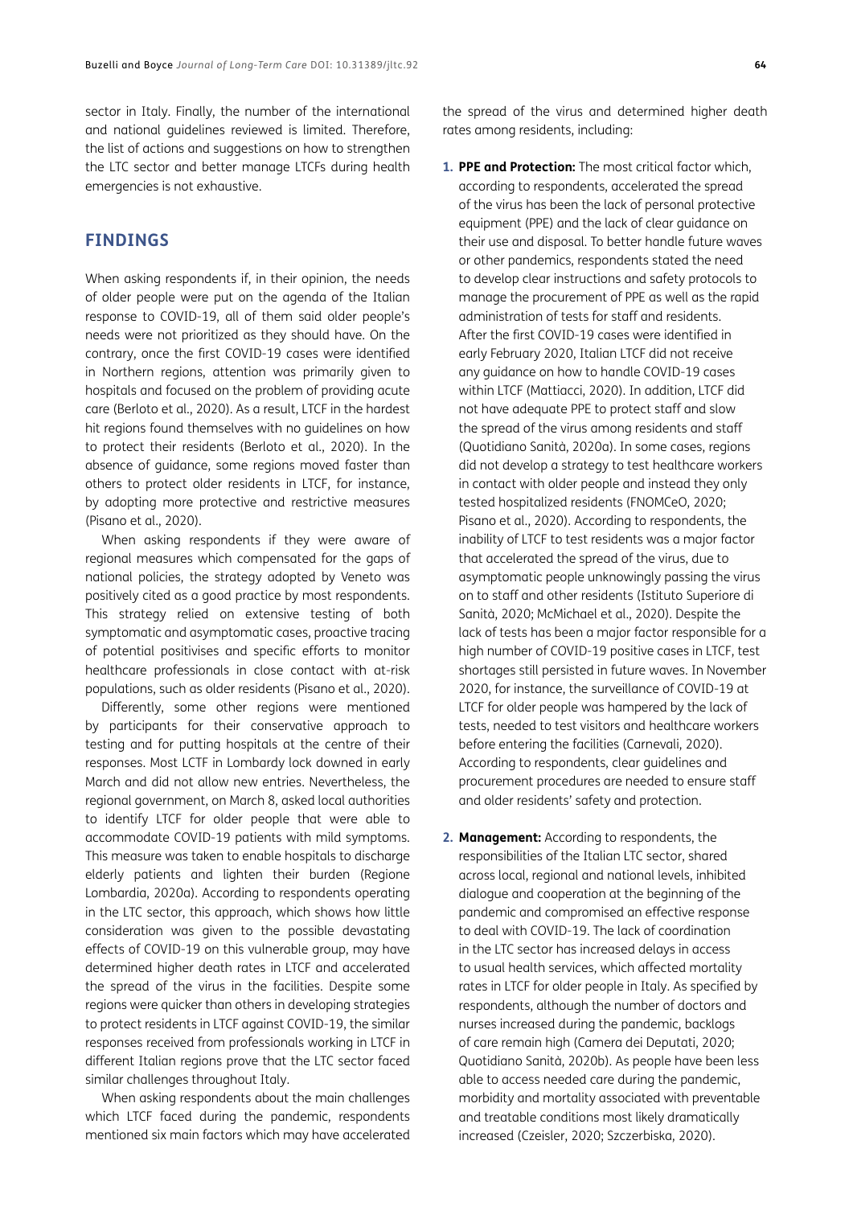sector in Italy. Finally, the number of the international and national guidelines reviewed is limited. Therefore, the list of actions and suggestions on how to strengthen the LTC sector and better manage LTCFs during health emergencies is not exhaustive.

## FINDINGS

When asking respondents if, in their opinion, the needs of older people were put on the agenda of the Italian response to COVID-19, all of them said older people's needs were not prioritized as they should have. On the contrary, once the first COVID-19 cases were identified in Northern regions, attention was primarily given to hospitals and focused on the problem of providing acute care (Berloto et al., 2020). As a result, LTCF in the hardest hit regions found themselves with no guidelines on how to protect their residents (Berloto et al., 2020). In the absence of guidance, some regions moved faster than others to protect older residents in LTCF, for instance, by adopting more protective and restrictive measures (Pisano et al., 2020).

When asking respondents if they were aware of regional measures which compensated for the gaps of national policies, the strategy adopted by Veneto was positively cited as a good practice by most respondents. This strategy relied on extensive testing of both symptomatic and asymptomatic cases, proactive tracing of potential positivises and specific efforts to monitor healthcare professionals in close contact with at-risk populations, such as older residents (Pisano et al., 2020).

Differently, some other regions were mentioned by participants for their conservative approach to testing and for putting hospitals at the centre of their responses. Most LCTF in Lombardy lock downed in early March and did not allow new entries. Nevertheless, the regional government, on March 8, asked local authorities to identify LTCF for older people that were able to accommodate COVID-19 patients with mild symptoms. This measure was taken to enable hospitals to discharge elderly patients and lighten their burden (Regione Lombardia, 2020a). According to respondents operating in the LTC sector, this approach, which shows how little consideration was given to the possible devastating effects of COVID-19 on this vulnerable group, may have determined higher death rates in LTCF and accelerated the spread of the virus in the facilities. Despite some regions were quicker than others in developing strategies to protect residents in LTCF against COVID-19, the similar responses received from professionals working in LTCF in different Italian regions prove that the LTC sector faced similar challenges throughout Italy.

When asking respondents about the main challenges which LTCF faced during the pandemic, respondents mentioned six main factors which may have accelerated the spread of the virus and determined higher death rates among residents, including:

1. **PPE and Protection:** The most critical factor which, according to respondents, accelerated the spread of the virus has been the lack of personal protective equipment (PPE) and the lack of clear guidance on their use and disposal. To better handle future waves or other pandemics, respondents stated the need to develop clear instructions and safety protocols to manage the procurement of PPE as well as the rapid administration of tests for staff and residents. After the first COVID-19 cases were identified in early February 2020, Italian LTCF did not receive any guidance on how to handle COVID-19 cases within LTCF (Mattiacci, 2020). In addition, LTCF did not have adequate PPE to protect staff and slow the spread of the virus among residents and staff (Quotidiano Sanità, 2020a). In some cases, regions did not develop a strategy to test healthcare workers in contact with older people and instead they only tested hospitalized residents (FNOMCeO, 2020; Pisano et al., 2020). According to respondents, the inability of LTCF to test residents was a major factor that accelerated the spread of the virus, due to asymptomatic people unknowingly passing the virus on to staff and other residents (Istituto Superiore di Sanità, 2020; McMichael et al., 2020). Despite the lack of tests has been a major factor responsible for a high number of COVID-19 positive cases in LTCF, test shortages still persisted in future waves. In November 2020, for instance, the surveillance of COVID-19 at LTCF for older people was hampered by the lack of tests, needed to test visitors and healthcare workers before entering the facilities (Carnevali, 2020). According to respondents, clear guidelines and procurement procedures are needed to ensure staff and older residents' safety and protection.

2. **Management:** According to respondents, the responsibilities of the Italian LTC sector, shared across local, regional and national levels, inhibited dialogue and cooperation at the beginning of the pandemic and compromised an effective response to deal with COVID-19. The lack of coordination in the LTC sector has increased delays in access to usual health services, which affected mortality rates in LTCF for older people in Italy. As specified by respondents, although the number of doctors and nurses increased during the pandemic, backlogs of care remain high (Camera dei Deputati, 2020; Quotidiano Sanità, 2020b). As people have been less able to access needed care during the pandemic, morbidity and mortality associated with preventable and treatable conditions most likely dramatically increased (Czeisler, 2020; Szczerbiska, 2020).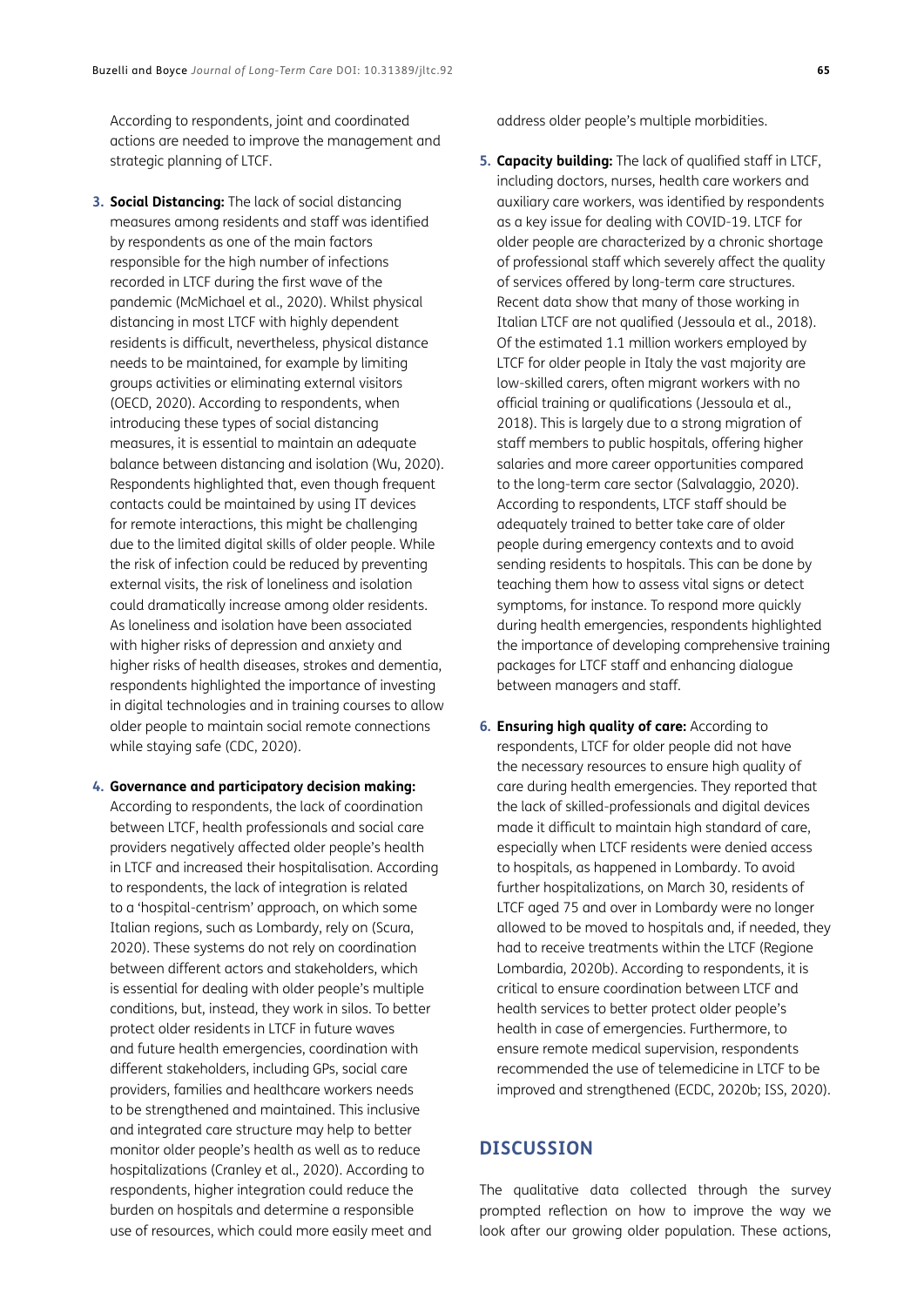According to respondents, joint and coordinated actions are needed to improve the management and strategic planning of LTCF.

3. **Social Distancing:** The lack of social distancing measures among residents and staff was identified by respondents as one of the main factors responsible for the high number of infections recorded in LTCF during the first wave of the pandemic (McMichael et al., 2020). Whilst physical distancing in most LTCF with highly dependent residents is difficult, nevertheless, physical distance needs to be maintained, for example by limiting groups activities or eliminating external visitors (OECD, 2020). According to respondents, when introducing these types of social distancing measures, it is essential to maintain an adequate balance between distancing and isolation (Wu, 2020). Respondents highlighted that, even though frequent contacts could be maintained by using IT devices for remote interactions, this might be challenging due to the limited digital skills of older people. While the risk of infection could be reduced by preventing external visits, the risk of loneliness and isolation could dramatically increase among older residents. As loneliness and isolation have been associated with higher risks of depression and anxiety and higher risks of health diseases, strokes and dementia, respondents highlighted the importance of investing in digital technologies and in training courses to allow older people to maintain social remote connections while staying safe (CDC, 2020).

4. **Governance and participatory decision making:** According to respondents, the lack of coordination between LTCF, health professionals and social care providers negatively affected older people's health in LTCF and increased their hospitalisation. According to respondents, the lack of integration is related to a 'hospital-centrism' approach, on which some Italian regions, such as Lombardy, rely on (Scura, 2020). These systems do not rely on coordination between different actors and stakeholders, which is essential for dealing with older people's multiple conditions, but, instead, they work in silos. To better protect older residents in LTCF in future waves and future health emergencies, coordination with different stakeholders, including GPs, social care providers, families and healthcare workers needs to be strengthened and maintained. This inclusive and integrated care structure may help to better monitor older people's health as well as to reduce hospitalizations (Cranley et al., 2020). According to respondents, higher integration could reduce the burden on hospitals and determine a responsible use of resources, which could more easily meet and address older people's multiple morbidities.

5. **Capacity building:** The lack of qualified staff in LTCF, including doctors, nurses, health care workers and auxiliary care workers, was identified by respondents as a key issue for dealing with COVID-19. LTCF for older people are characterized by a chronic shortage of professional staff which severely affect the quality of services offered by long-term care structures. Recent data show that many of those working in Italian LTCF are not qualified (Jessoula et al., 2018). Of the estimated 1.1 million workers employed by LTCF for older people in Italy the vast majority are low-skilled carers, often migrant workers with no official training or qualifications (Jessoula et al., 2018). This is largely due to a strong migration of staff members to public hospitals, offering higher salaries and more career opportunities compared to the long-term care sector (Salvalaggio, 2020). According to respondents, LTCF staff should be adequately trained to better take care of older people during emergency contexts and to avoid sending residents to hospitals. This can be done by teaching them how to assess vital signs or detect symptoms, for instance. To respond more quickly during health emergencies, respondents highlighted the importance of developing comprehensive training packages for LTCF staff and enhancing dialogue between managers and staff.

6. **Ensuring high quality of care:** According to respondents, LTCF for older people did not have the necessary resources to ensure high quality of care during health emergencies. They reported that the lack of skilled-professionals and digital devices made it difficult to maintain high standard of care, especially when LTCF residents were denied access to hospitals, as happened in Lombardy. To avoid further hospitalizations, on March 30, residents of LTCF aged 75 and over in Lombardy were no longer allowed to be moved to hospitals and, if needed, they had to receive treatments within the LTCF (Regione Lombardia, 2020b). According to respondents, it is critical to ensure coordination between LTCF and health services to better protect older people's health in case of emergencies. Furthermore, to ensure remote medical supervision, respondents recommended the use of telemedicine in LTCF to be improved and strengthened (ECDC, 2020b; ISS, 2020).

## DISCUSSION

The qualitative data collected through the survey prompted reflection on how to improve the way we look after our growing older population. These actions,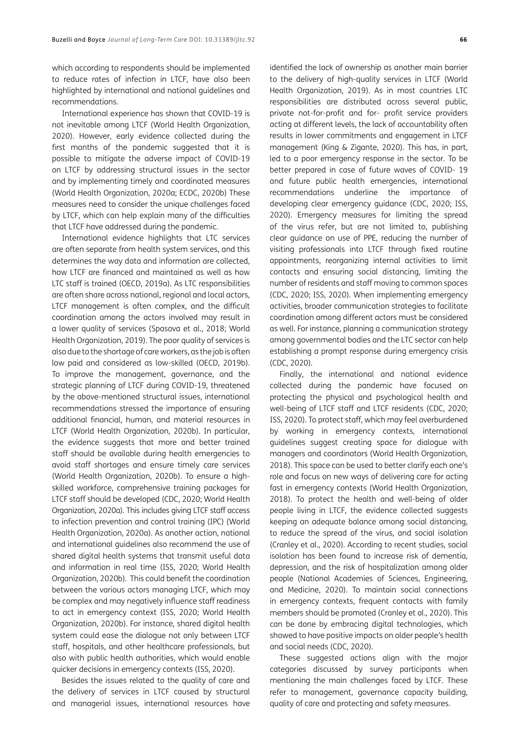which according to respondents should be implemented to reduce rates of infection in LTCF, have also been highlighted by international and national guidelines and recommendations.

International experience has shown that COVID-19 is not inevitable among LTCF (World Health Organization, 2020). However, early evidence collected during the first months of the pandemic suggested that it is possible to mitigate the adverse impact of COVID-19 on LTCF by addressing structural issues in the sector and by implementing timely and coordinated measures (World Health Organization, 2020a; ECDC, 2020b) These measures need to consider the unique challenges faced by LTCF, which can help explain many of the difficulties that LTCF have addressed during the pandemic.

International evidence highlights that LTC services are often separate from health system services, and this determines the way data and information are collected, how LTCF are financed and maintained as well as how LTC staff is trained (OECD, 2019a). As LTC responsibilities are often share across national, regional and local actors, LTCF management is often complex, and the difficult coordination among the actors involved may result in a lower quality of services (Spasova et al., 2018; World Health Organization, 2019). The poor quality of services is also due to the shortage of care workers, as the job is often low paid and considered as low-skilled (OECD, 2019b). To improve the management, governance, and the strategic planning of LTCF during COVID-19, threatened by the above-mentioned structural issues, international recommendations stressed the importance of ensuring additional financial, human, and material resources in LTCF (World Health Organization, 2020b). In particular, the evidence suggests that more and better trained staff should be available during health emergencies to avoid staff shortages and ensure timely care services (World Health Organization, 2020b). To ensure a high-skilled workforce, comprehensive training packages for LTCF staff should be developed (CDC, 2020; World Health Organization, 2020a). This includes giving LTCF staff access to infection prevention and control training (IPC) (World Health Organization, 2020a). As another action, national and international guidelines also recommend the use of shared digital health systems that transmit useful data and information in real time (ISS, 2020; World Health Organization, 2020b). This could benefit the coordination between the various actors managing LTCF, which may be complex and may negatively influence staff readiness to act in emergency context (ISS, 2020; World Health Organization, 2020b). For instance, shared digital health system could ease the dialogue not only between LTCF staff, hospitals, and other healthcare professionals, but also with public health authorities, which would enable quicker decisions in emergency contexts (ISS, 2020).

Besides the issues related to the quality of care and the delivery of services in LTCF caused by structural and managerial issues, international resources have identified the lack of ownership as another main barrier to the delivery of high-quality services in LTCF (World Health Organization, 2019). As in most countries LTC responsibilities are distributed across several public, private not-for-profit and for- profit service providers acting at different levels, the lack of accountability often results in lower commitments and engagement in LTCF management (King & Zigante, 2020). This has, in part, led to a poor emergency response in the sector. To be better prepared in case of future waves of COVID- 19 and future public health emergencies, international recommendations underline the importance of developing clear emergency guidance (CDC, 2020; ISS, 2020). Emergency measures for limiting the spread of the virus refer, but are not limited to, publishing clear guidance on use of PPE, reducing the number of visiting professionals into LTCF through fixed routine appointments, reorganizing internal activities to limit contacts and ensuring social distancing, limiting the number of residents and staff moving to common spaces (CDC, 2020; ISS, 2020). When implementing emergency activities, broader communication strategies to facilitate coordination among different actors must be considered as well. For instance, planning a communication strategy among governmental bodies and the LTC sector can help establishing a prompt response during emergency crisis (CDC, 2020).

Finally, the international and national evidence collected during the pandemic have focused on protecting the physical and psychological health and well-being of LTCF staff and LTCF residents (CDC, 2020; ISS, 2020). To protect staff, which may feel overburdened by working in emergency contexts, international guidelines suggest creating space for dialogue with managers and coordinators (World Health Organization, 2018). This space can be used to better clarify each one's role and focus on new ways of delivering care for acting fast in emergency contexts (World Health Organization, 2018). To protect the health and well-being of older people living in LTCF, the evidence collected suggests keeping an adequate balance among social distancing, to reduce the spread of the virus, and social isolation (Cranley et al., 2020). According to recent studies, social isolation has been found to increase risk of dementia, depression, and the risk of hospitalization among older people (National Academies of Sciences, Engineering, and Medicine, 2020). To maintain social connections in emergency contexts, frequent contacts with family members should be promoted (Cranley et al., 2020). This can be done by embracing digital technologies, which showed to have positive impacts on older people's health and social needs (CDC, 2020).

These suggested actions align with the major categories discussed by survey participants when mentioning the main challenges faced by LTCF. These refer to management, governance capacity building, quality of care and protecting and safety measures.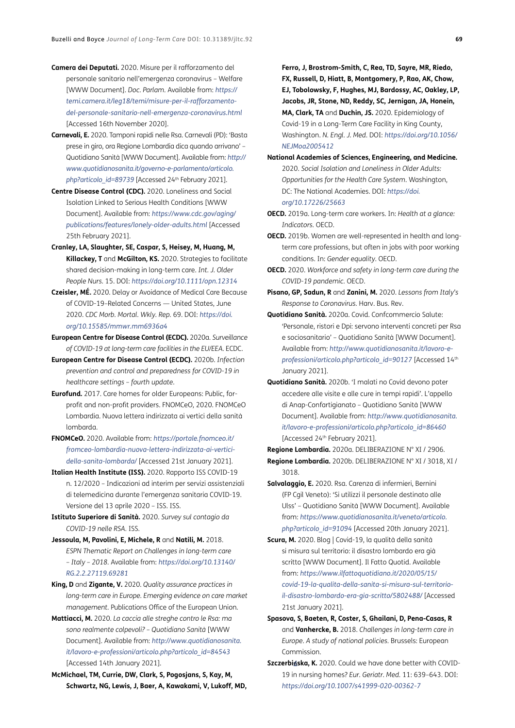**Camera dei Deputati.** 2020. Misure per il rafforzamento del personale sanitario nell'emergenza coronavirus – Welfare [WWW Document]. *Doc. Parlam.* Available from: *https://temi.camera.it/leg18/temi/misure-per-il-rafforzamento-del-personale-sanitario-nell-emergenza-coronavirus.html* [Accessed 16th November 2020].

**Carnevali, E.** 2020. Tamponi rapidi nelle Rsa. Carnevali (PD): 'Basta prese in giro, ora Regione Lombardia dica quando arrivano' – Quotidiano Sanità [WWW Document]. Available from: *http://www.quotidianosanita.it/governo-e-parlamento/articolo.php?articolo_id=89739* [Accessed 24th February 2021].

**Centre Disease Control (CDC).** 2020. Loneliness and Social Isolation Linked to Serious Health Conditions [WWW Document]. Available from: *https://www.cdc.gov/aging/publications/features/lonely-older-adults.html* [Accessed 25th February 2021].

**Cranley, LA, Slaughter, SE, Caspar, S, Heisey, M, Huang, M, Killackey, T** and **McGilton, KS.** 2020. Strategies to facilitate shared decision-making in long-term care. *Int. J. Older People Nurs.* 15. DOI: *https://doi.org/10.1111/opn.12314*

**Czeisler, MÉ.** 2020. Delay or Avoidance of Medical Care Because of COVID-19–Related Concerns — United States, June 2020. *CDC Morb. Mortal. Wkly. Rep.* 69. DOI: *https://doi.org/10.15585/mmwr.mm6936a4*

**European Centre for Disease Control (ECDC).** 2020a. *Surveillance of COVID-19 at long-term care facilities in the EU/EEA*. ECDC.

**European Centre for Disease Control (ECDC).** 2020b. *Infection prevention and control and preparedness for COVID-19 in healthcare settings – fourth update*.

**Eurofund.** 2017. Care homes for older Europeans: Public, for-profit and non-profit providers. FNOMCeO, 2020. FNOMCeO Lombardia. Nuova lettera indirizzata ai vertici della sanità lombarda.

**FNOMCeO.** 2020. Available from: *https://portale.fnomceo.it/fromceo-lombardia-nuova-lettera-indirizzata-ai-vertici-della-sanita-lombarda/* [Accessed 21st January 2021].

**Italian Health Institute (ISS).** 2020. Rapporto ISS COVID-19 n. 12/2020 – Indicazioni ad interim per servizi assistenziali di telemedicina durante l'emergenza sanitaria COVID-19. Versione del 13 aprile 2020 – ISS. ISS.

**Istituto Superiore di Sanità.** 2020. *Survey sul contagio da COVID-19 nelle RSA*. ISS.

**Jessoula, M, Pavolini, E, Michele, R** and **Natili, M.** 2018. *ESPN Thematic Report on Challenges in long-term care – Italy – 2018*. Available from: *https://doi.org/10.13140/RG.2.2.27119.69281*

**King, D** and **Zigante, V.** 2020. *Quality assurance practices in long-term care in Europe. Emerging evidence on care market management*. Publications Office of the European Union.

**Mattiacci, M.** 2020. *La caccia alle streghe contro le Rsa: ma sono realmente colpevoli? – Quotidiano Sanità* [WWW Document]. Available from: *http://www.quotidianosanita.it/lavoro-e-professioni/articolo.php?articolo_id=84543* [Accessed 14th January 2021].

**McMichael, TM, Currie, DW, Clark, S, Pogosjans, S, Kay, M, Schwartz, NG, Lewis, J, Baer, A, Kawakami, V, Lukoff, MD, Ferro, J, Brostrom-Smith, C, Rea, TD, Sayre, MR, Riedo, FX, Russell, D, Hiatt, B, Montgomery, P, Rao, AK, Chow, EJ, Tobolowsky, F, Hughes, MJ, Bardossy, AC, Oakley, LP, Jacobs, JR, Stone, ND, Reddy, SC, Jernigan, JA, Honein, MA, Clark, TA** and **Duchin, JS.** 2020. Epidemiology of Covid-19 in a Long-Term Care Facility in King County, Washington. *N. Engl. J. Med.* DOI: *https://doi.org/10.1056/NEJMoa2005412*

**National Academies of Sciences, Engineering, and Medicine.** 2020. *Social Isolation and Loneliness in Older Adults: Opportunities for the Health Care System*. Washington, DC: The National Academies. DOI: *https://doi.org/10.17226/25663*

**OECD.** 2019a. Long-term care workers. In: *Health at a glance: Indicators*. OECD.

**OECD.** 2019b. Women are well-represented in health and long-term care professions, but often in jobs with poor working conditions. In: *Gender equality*. OECD.

**OECD.** 2020. *Workforce and safety in long-term care during the COVID-19 pandemic*. OECD.

**Pisano, GP, Sadun, R** and **Zanini, M.** 2020. *Lessons from Italy's Response to Coronavirus*. Harv. Bus. Rev.

**Quotidiano Sanità.** 2020a. Covid. Confcommercio Salute: 'Personale, ristori e Dpi: servono interventi concreti per Rsa e sociosanitario' – Quotidiano Sanità [WWW Document]. Available from: *http://www.quotidianosanita.it/lavoro-e-professioni/articolo.php?articolo_id=90127* [Accessed 14th January 2021].

**Quotidiano Sanità.** 2020b. 'I malati no Covid devono poter accedere alle visite e alle cure in tempi rapidi'. L'appello di Anap-Confartigianato – Quotidiano Sanità [WWW Document]. Available from: *http://www.quotidianosanita.it/lavoro-e-professioni/articolo.php?articolo_id=86460* [Accessed 24th February 2021].

**Regione Lombardia.** 2020a. DELIBERAZIONE N° XI / 2906.

**Regione Lombardia.** 2020b. DELIBERAZIONE N° XI / 3018, XI / 3018.

**Salvalaggio, E.** 2020. Rsa. Carenza di infermieri, Bernini (FP Cgil Veneto): 'Si utilizzi il personale destinato alle Ulss' – Quotidiano Sanità [WWW Document]. Available from: *https://www.quotidianosanita.it/veneto/articolo.php?articolo_id=91094* [Accessed 20th January 2021].

**Scura, M.** 2020. Blog | Covid-19, la qualità della sanità si misura sul territorio: il disastro lombardo era già scritto [WWW Document]. Il Fatto Quotid. Available from: *https://www.ilfattoquotidiano.it/2020/05/15/covid-19-la-qualita-della-sanita-si-misura-sul-territorio-il-disastro-lombardo-era-gia-scritto/5802488/* [Accessed 21st January 2021].

**Spasova, S, Baeten, R, Coster, S, Ghailani, D, Pena-Casas, R** and **Vanhercke, B.** 2018. *Challenges in long-term care in Europe. A study of national policies*. Brussels: European Commission.

**Szczerbińska, K.** 2020. Could we have done better with COVID-19 in nursing homes? *Eur. Geriatr. Med.* 11: 639–643. DOI: *https://doi.org/10.1007/s41999-020-00362-7*